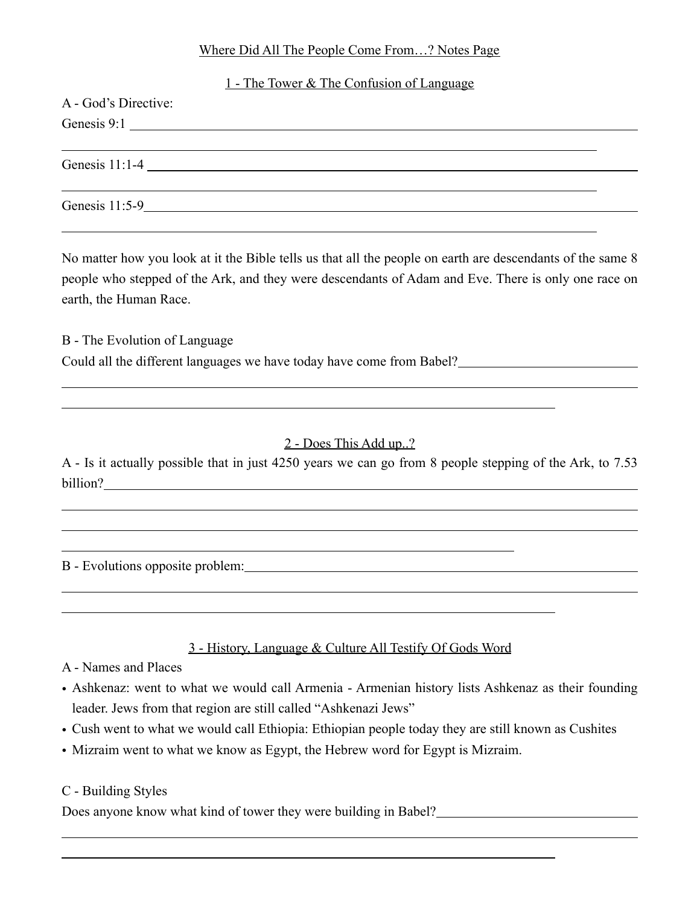# Where Did All The People Come From…? Notes Page

## 1 - The Tower & The Confusion of Language

A - God's Directive:

Genesis 9:1

Genesis 11:1-4

Genesis 11:5-9

No matter how you look at it the Bible tells us that all the people on earth are descendants of the same 8 people who stepped of the Ark, and they were descendants of Adam and Eve. There is only one race on earth, the Human Race.

B - The Evolution of Language

Could all the different languages we have today have come from Babel?

## 2 - Does This Add up..?

A - Is it actually possible that in just 4250 years we can go from 8 people stepping of the Ark, to 7.53 billion?

B - Evolutions opposite problem:

## 3 - History, Language & Culture All Testify Of Gods Word

A - Names and Places

- Ashkenaz: went to what we would call Armenia - Armenian history lists Ashkenaz as their founding leader. Jews from that region are still called "Ashkenazi Jews"
- Cush went to what we would call Ethiopia: Ethiopian people today they are still known as Cushites
- Mizraim went to what we know as Egypt, the Hebrew word for Egypt is Mizraim.

C - Building Styles

Does anyone know what kind of tower they were building in Babel?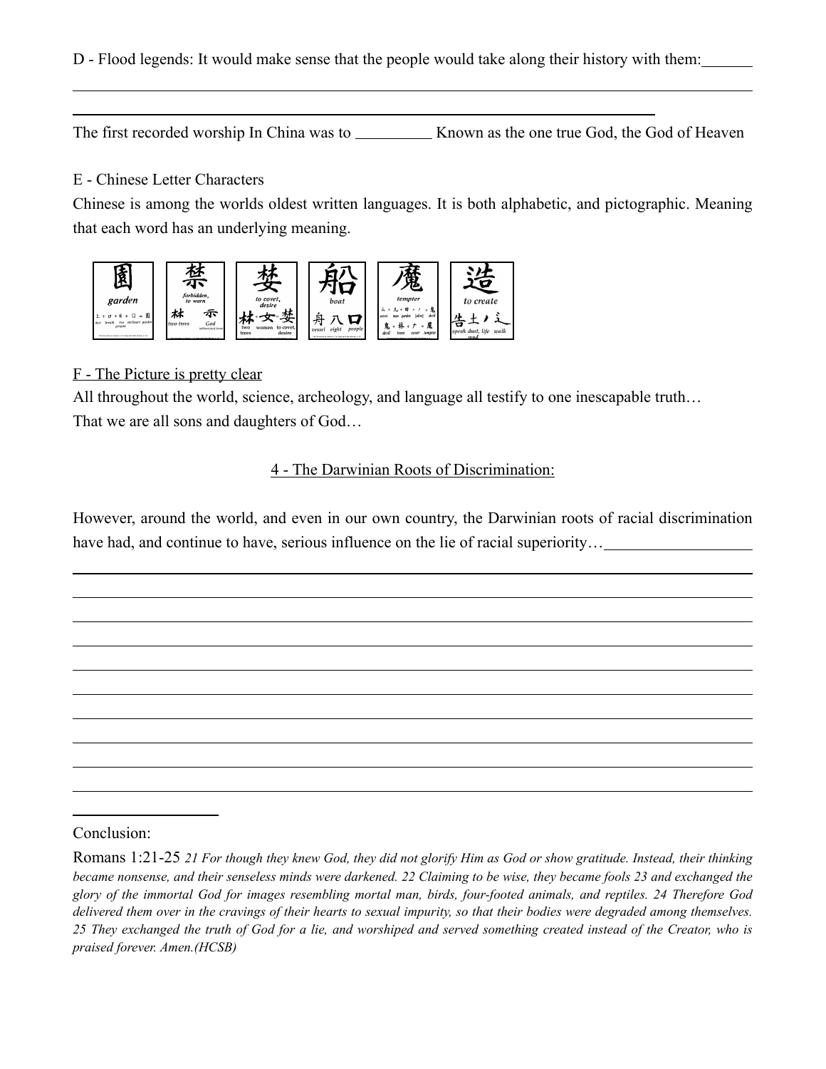D - Flood legends: It would make sense that the people would take along their history with them:

The first recorded worship In China was to __________ Known as the one true God, the God of Heaven

E - Chinese Letter Characters

Chinese is among the worlds oldest written languages. It is both alphabetic, and pictographic. Meaning that each word has an underlying meaning.

園 garden

禁 forbidden, to warn — 林 two trees, 示 God

婪 to covet, desire — 林 two trees + 女 women = 婪 to covet, desire

船 boat — 舟 vessel, 八 eight, 口 people

魔 tempter

造 to create — 告 speak, 土 dust, mud, 丿 life, 辶 walk

F - The Picture is pretty clear

All throughout the world, science, archeology, and language all testify to one inescapable truth…
That we are all sons and daughters of God…

## 4 - The Darwinian Roots of Discrimination:

However, around the world, and even in our own country, the Darwinian roots of racial discrimination have had, and continue to have, serious influence on the lie of racial superiority…

Conclusion:

Romans 1:21-25 *21 For though they knew God, they did not glorify Him as God or show gratitude. Instead, their thinking became nonsense, and their senseless minds were darkened. 22 Claiming to be wise, they became fools 23 and exchanged the glory of the immortal God for images resembling mortal man, birds, four-footed animals, and reptiles. 24 Therefore God delivered them over in the cravings of their hearts to sexual impurity, so that their bodies were degraded among themselves. 25 They exchanged the truth of God for a lie, and worshiped and served something created instead of the Creator, who is praised forever. Amen.(HCSB)*